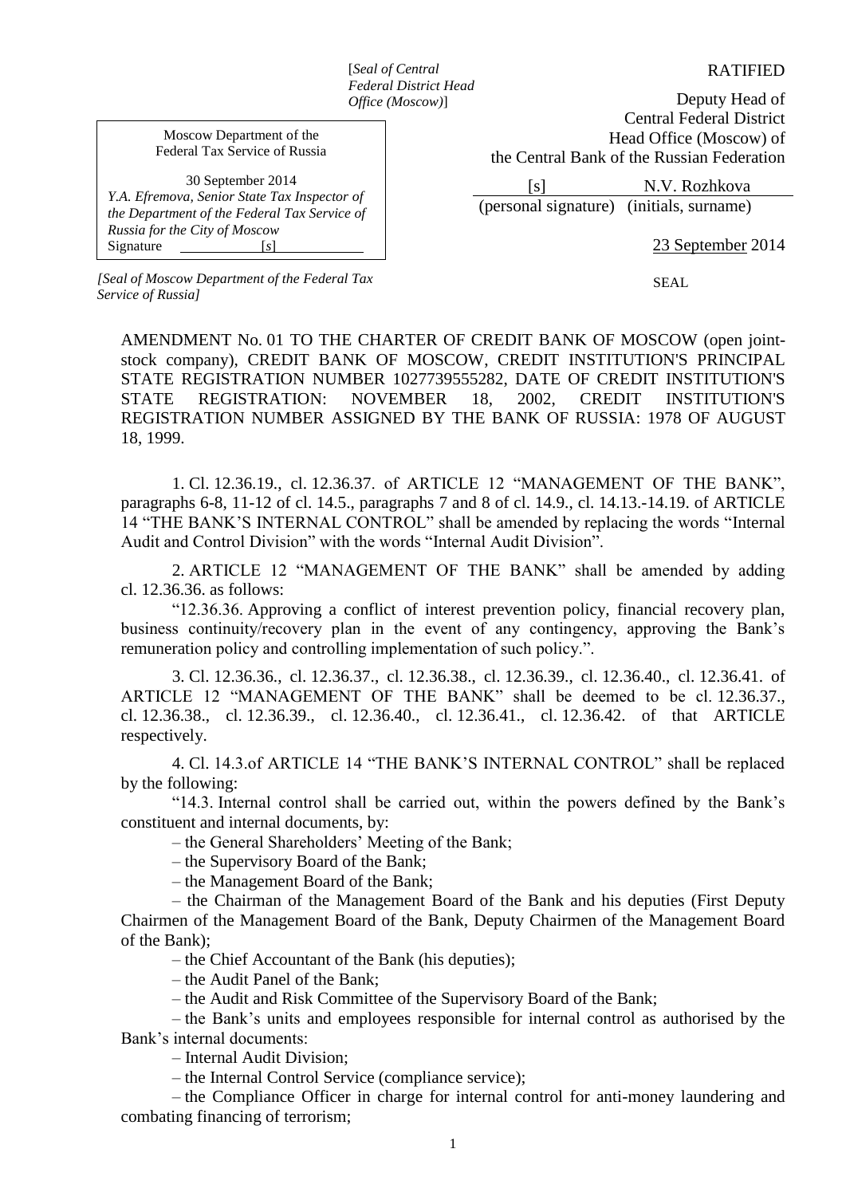[*Seal of Central Federal District Head Office (Moscow)*]

RATIFIED

Deputy Head of Central Federal District Head Office (Moscow) of the Central Bank of the Russian Federation

[s] N.V. Rozhkova
(personal signature) (initials, surname)

23 September 2014

SEAL

Moscow Department of the Federal Tax Service of Russia

30 September 2014
*Y.A. Efremova, Senior State Tax Inspector of the Department of the Federal Tax Service of Russia for the City of Moscow*
Signature [*s*]

*[Seal of Moscow Department of the Federal Tax Service of Russia]*

AMENDMENT No. 01 TO THE CHARTER OF CREDIT BANK OF MOSCOW (open joint-stock company), CREDIT BANK OF MOSCOW, CREDIT INSTITUTION'S PRINCIPAL STATE REGISTRATION NUMBER 1027739555282, DATE OF CREDIT INSTITUTION'S STATE REGISTRATION: NOVEMBER 18, 2002, CREDIT INSTITUTION'S REGISTRATION NUMBER ASSIGNED BY THE BANK OF RUSSIA: 1978 OF AUGUST 18, 1999.

1. Cl. 12.36.19., cl. 12.36.37. of ARTICLE 12 "MANAGEMENT OF THE BANK", paragraphs 6-8, 11-12 of cl. 14.5., paragraphs 7 and 8 of cl. 14.9., cl. 14.13.-14.19. of ARTICLE 14 "THE BANK'S INTERNAL CONTROL" shall be amended by replacing the words "Internal Audit and Control Division" with the words "Internal Audit Division".

2. ARTICLE 12 "MANAGEMENT OF THE BANK" shall be amended by adding cl. 12.36.36. as follows:

"12.36.36. Approving a conflict of interest prevention policy, financial recovery plan, business continuity/recovery plan in the event of any contingency, approving the Bank's remuneration policy and controlling implementation of such policy.".

3. Cl. 12.36.36., cl. 12.36.37., cl. 12.36.38., cl. 12.36.39., cl. 12.36.40., cl. 12.36.41. of ARTICLE 12 "MANAGEMENT OF THE BANK" shall be deemed to be cl. 12.36.37., cl. 12.36.38., cl. 12.36.39., cl. 12.36.40., cl. 12.36.41., cl. 12.36.42. of that ARTICLE respectively.

4. Cl. 14.3.of ARTICLE 14 "THE BANK'S INTERNAL CONTROL" shall be replaced by the following:

"14.3. Internal control shall be carried out, within the powers defined by the Bank's constituent and internal documents, by:

– the General Shareholders' Meeting of the Bank;

– the Supervisory Board of the Bank;

– the Management Board of the Bank;

– the Chairman of the Management Board of the Bank and his deputies (First Deputy Chairmen of the Management Board of the Bank, Deputy Chairmen of the Management Board of the Bank);

– the Chief Accountant of the Bank (his deputies);

– the Audit Panel of the Bank;

– the Audit and Risk Committee of the Supervisory Board of the Bank;

– the Bank's units and employees responsible for internal control as authorised by the Bank's internal documents:

– Internal Audit Division;

– the Internal Control Service (compliance service);

– the Compliance Officer in charge for internal control for anti-money laundering and combating financing of terrorism;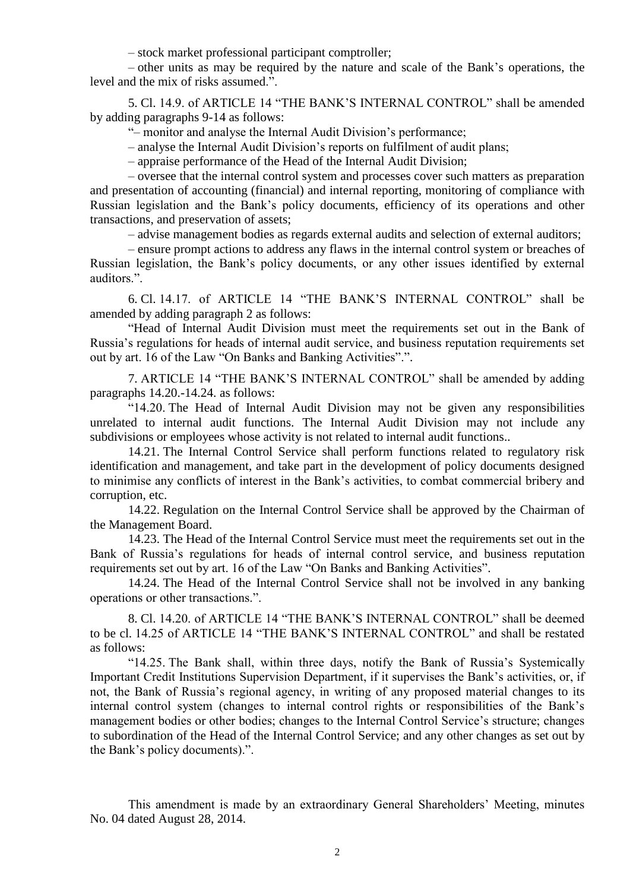– stock market professional participant comptroller;

– other units as may be required by the nature and scale of the Bank's operations, the level and the mix of risks assumed.".

5. Cl. 14.9. of ARTICLE 14 "THE BANK'S INTERNAL CONTROL" shall be amended by adding paragraphs 9-14 as follows:

"– monitor and analyse the Internal Audit Division's performance;

– analyse the Internal Audit Division's reports on fulfilment of audit plans;

– appraise performance of the Head of the Internal Audit Division;

– oversee that the internal control system and processes cover such matters as preparation and presentation of accounting (financial) and internal reporting, monitoring of compliance with Russian legislation and the Bank's policy documents, efficiency of its operations and other transactions, and preservation of assets;

– advise management bodies as regards external audits and selection of external auditors;

– ensure prompt actions to address any flaws in the internal control system or breaches of Russian legislation, the Bank's policy documents, or any other issues identified by external auditors.".

6. Cl. 14.17. of ARTICLE 14 "THE BANK'S INTERNAL CONTROL" shall be amended by adding paragraph 2 as follows:

"Head of Internal Audit Division must meet the requirements set out in the Bank of Russia's regulations for heads of internal audit service, and business reputation requirements set out by art. 16 of the Law "On Banks and Banking Activities".".

7. ARTICLE 14 "THE BANK'S INTERNAL CONTROL" shall be amended by adding paragraphs 14.20.-14.24. as follows:

"14.20. The Head of Internal Audit Division may not be given any responsibilities unrelated to internal audit functions. The Internal Audit Division may not include any subdivisions or employees whose activity is not related to internal audit functions..

14.21. The Internal Control Service shall perform functions related to regulatory risk identification and management, and take part in the development of policy documents designed to minimise any conflicts of interest in the Bank's activities, to combat commercial bribery and corruption, etc.

14.22. Regulation on the Internal Control Service shall be approved by the Chairman of the Management Board.

14.23. The Head of the Internal Control Service must meet the requirements set out in the Bank of Russia's regulations for heads of internal control service, and business reputation requirements set out by art. 16 of the Law "On Banks and Banking Activities".

14.24. The Head of the Internal Control Service shall not be involved in any banking operations or other transactions.".

8. Cl. 14.20. of ARTICLE 14 "THE BANK'S INTERNAL CONTROL" shall be deemed to be cl. 14.25 of ARTICLE 14 "THE BANK'S INTERNAL CONTROL" and shall be restated as follows:

"14.25. The Bank shall, within three days, notify the Bank of Russia's Systemically Important Credit Institutions Supervision Department, if it supervises the Bank's activities, or, if not, the Bank of Russia's regional agency, in writing of any proposed material changes to its internal control system (changes to internal control rights or responsibilities of the Bank's management bodies or other bodies; changes to the Internal Control Service's structure; changes to subordination of the Head of the Internal Control Service; and any other changes as set out by the Bank's policy documents).".

This amendment is made by an extraordinary General Shareholders' Meeting, minutes No. 04 dated August 28, 2014.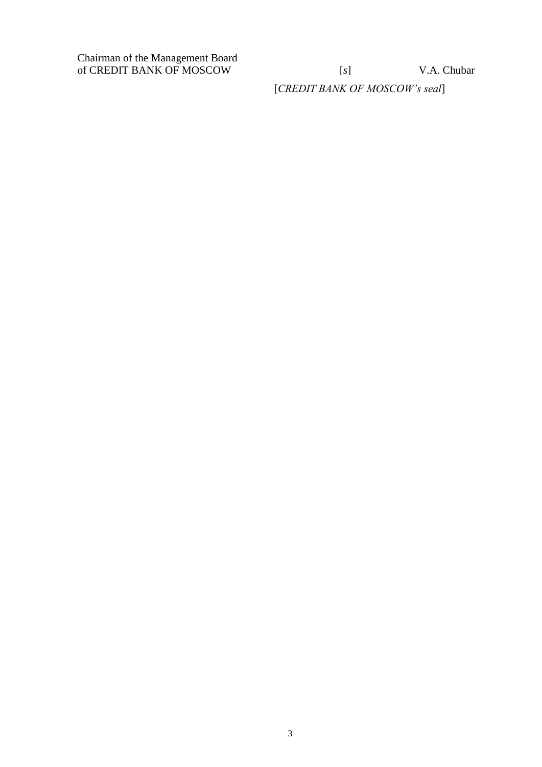Chairman of the Management Board
of CREDIT BANK OF MOSCOW [*s*] V.A. Chubar

[*CREDIT BANK OF MOSCOW's seal*]